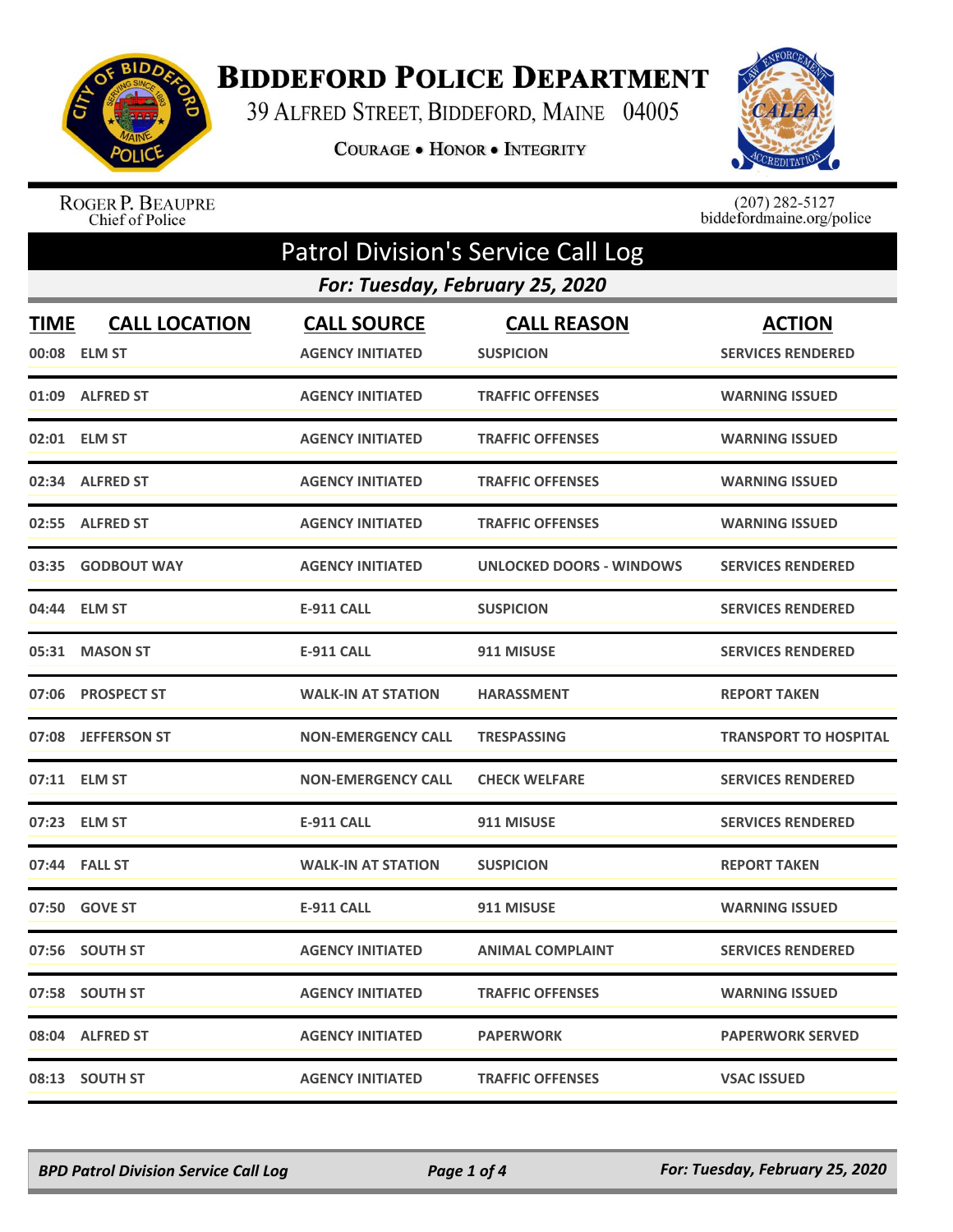# Biddeford Police Department

39 Alfred Street, Biddeford, Maine 04005

Courage • Honor • Integrity

Roger P. Beaupre
Chief of Police

(207) 282-5127
biddefordmaine.org/police

## Patrol Division's Service Call Log

### For: Tuesday, February 25, 2020

| TIME | CALL LOCATION | CALL SOURCE | CALL REASON | ACTION |
|---|---|---|---|---|
| 00:08 | ELM ST | AGENCY INITIATED | SUSPICION | SERVICES RENDERED |
| 01:09 | ALFRED ST | AGENCY INITIATED | TRAFFIC OFFENSES | WARNING ISSUED |
| 02:01 | ELM ST | AGENCY INITIATED | TRAFFIC OFFENSES | WARNING ISSUED |
| 02:34 | ALFRED ST | AGENCY INITIATED | TRAFFIC OFFENSES | WARNING ISSUED |
| 02:55 | ALFRED ST | AGENCY INITIATED | TRAFFIC OFFENSES | WARNING ISSUED |
| 03:35 | GODBOUT WAY | AGENCY INITIATED | UNLOCKED DOORS - WINDOWS | SERVICES RENDERED |
| 04:44 | ELM ST | E-911 CALL | SUSPICION | SERVICES RENDERED |
| 05:31 | MASON ST | E-911 CALL | 911 MISUSE | SERVICES RENDERED |
| 07:06 | PROSPECT ST | WALK-IN AT STATION | HARASSMENT | REPORT TAKEN |
| 07:08 | JEFFERSON ST | NON-EMERGENCY CALL | TRESPASSING | TRANSPORT TO HOSPITAL |
| 07:11 | ELM ST | NON-EMERGENCY CALL | CHECK WELFARE | SERVICES RENDERED |
| 07:23 | ELM ST | E-911 CALL | 911 MISUSE | SERVICES RENDERED |
| 07:44 | FALL ST | WALK-IN AT STATION | SUSPICION | REPORT TAKEN |
| 07:50 | GOVE ST | E-911 CALL | 911 MISUSE | WARNING ISSUED |
| 07:56 | SOUTH ST | AGENCY INITIATED | ANIMAL COMPLAINT | SERVICES RENDERED |
| 07:58 | SOUTH ST | AGENCY INITIATED | TRAFFIC OFFENSES | WARNING ISSUED |
| 08:04 | ALFRED ST | AGENCY INITIATED | PAPERWORK | PAPERWORK SERVED |
| 08:13 | SOUTH ST | AGENCY INITIATED | TRAFFIC OFFENSES | VSAC ISSUED |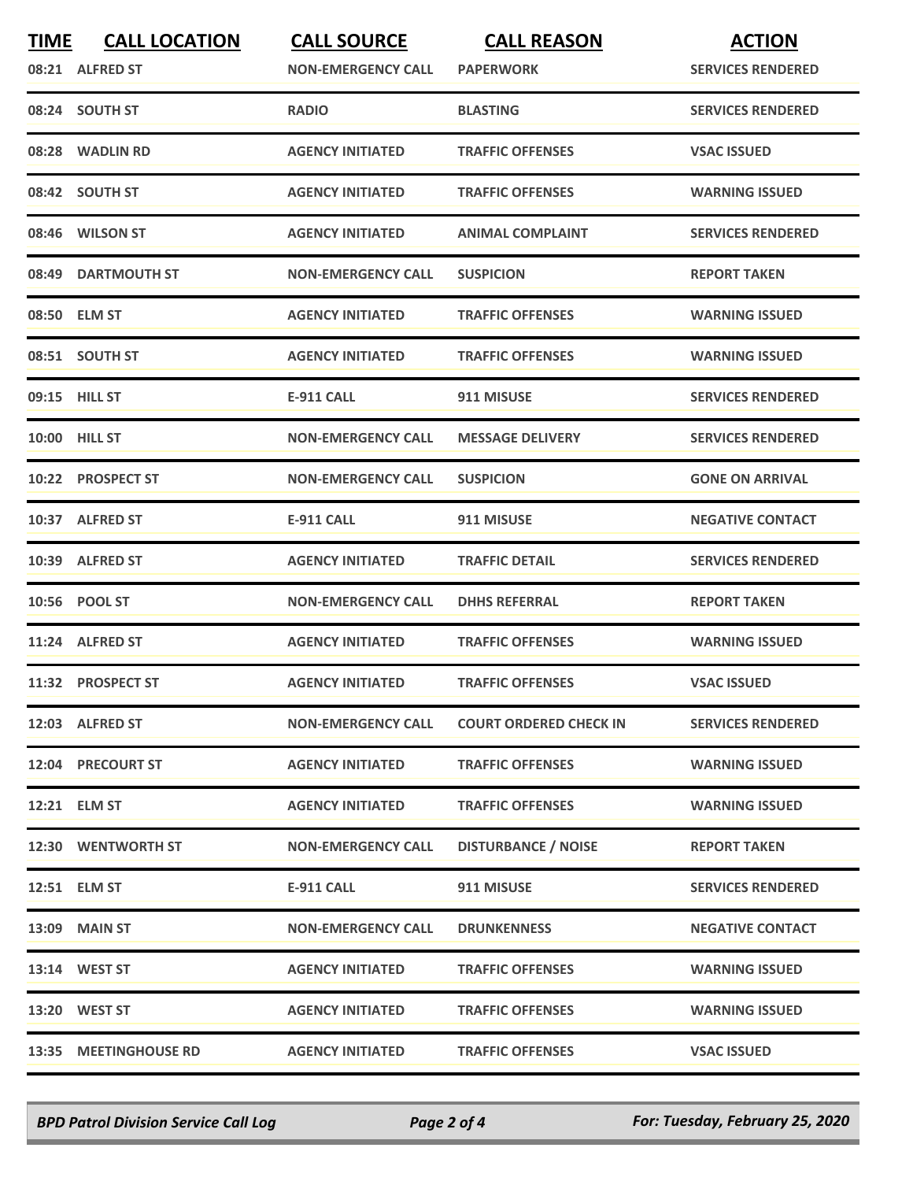| TIME | CALL LOCATION | CALL SOURCE | CALL REASON | ACTION |
|---|---|---|---|---|
| 08:21 | ALFRED ST | NON-EMERGENCY CALL | PAPERWORK | SERVICES RENDERED |
| 08:24 | SOUTH ST | RADIO | BLASTING | SERVICES RENDERED |
| 08:28 | WADLIN RD | AGENCY INITIATED | TRAFFIC OFFENSES | VSAC ISSUED |
| 08:42 | SOUTH ST | AGENCY INITIATED | TRAFFIC OFFENSES | WARNING ISSUED |
| 08:46 | WILSON ST | AGENCY INITIATED | ANIMAL COMPLAINT | SERVICES RENDERED |
| 08:49 | DARTMOUTH ST | NON-EMERGENCY CALL | SUSPICION | REPORT TAKEN |
| 08:50 | ELM ST | AGENCY INITIATED | TRAFFIC OFFENSES | WARNING ISSUED |
| 08:51 | SOUTH ST | AGENCY INITIATED | TRAFFIC OFFENSES | WARNING ISSUED |
| 09:15 | HILL ST | E-911 CALL | 911 MISUSE | SERVICES RENDERED |
| 10:00 | HILL ST | NON-EMERGENCY CALL | MESSAGE DELIVERY | SERVICES RENDERED |
| 10:22 | PROSPECT ST | NON-EMERGENCY CALL | SUSPICION | GONE ON ARRIVAL |
| 10:37 | ALFRED ST | E-911 CALL | 911 MISUSE | NEGATIVE CONTACT |
| 10:39 | ALFRED ST | AGENCY INITIATED | TRAFFIC DETAIL | SERVICES RENDERED |
| 10:56 | POOL ST | NON-EMERGENCY CALL | DHHS REFERRAL | REPORT TAKEN |
| 11:24 | ALFRED ST | AGENCY INITIATED | TRAFFIC OFFENSES | WARNING ISSUED |
| 11:32 | PROSPECT ST | AGENCY INITIATED | TRAFFIC OFFENSES | VSAC ISSUED |
| 12:03 | ALFRED ST | NON-EMERGENCY CALL | COURT ORDERED CHECK IN | SERVICES RENDERED |
| 12:04 | PRECOURT ST | AGENCY INITIATED | TRAFFIC OFFENSES | WARNING ISSUED |
| 12:21 | ELM ST | AGENCY INITIATED | TRAFFIC OFFENSES | WARNING ISSUED |
| 12:30 | WENTWORTH ST | NON-EMERGENCY CALL | DISTURBANCE / NOISE | REPORT TAKEN |
| 12:51 | ELM ST | E-911 CALL | 911 MISUSE | SERVICES RENDERED |
| 13:09 | MAIN ST | NON-EMERGENCY CALL | DRUNKENNESS | NEGATIVE CONTACT |
| 13:14 | WEST ST | AGENCY INITIATED | TRAFFIC OFFENSES | WARNING ISSUED |
| 13:20 | WEST ST | AGENCY INITIATED | TRAFFIC OFFENSES | WARNING ISSUED |
| 13:35 | MEETINGHOUSE RD | AGENCY INITIATED | TRAFFIC OFFENSES | VSAC ISSUED |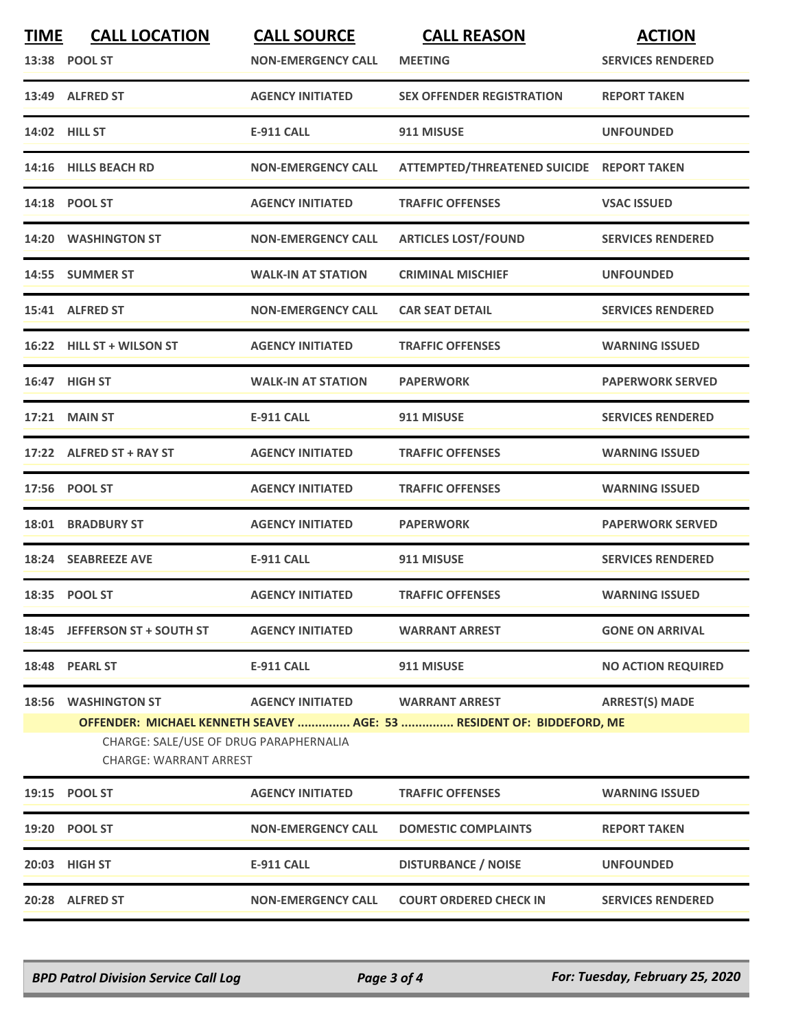| TIME | CALL LOCATION | CALL SOURCE | CALL REASON | ACTION |
|---|---|---|---|---|
| 13:38 | POOL ST | NON-EMERGENCY CALL | MEETING | SERVICES RENDERED |
| 13:49 | ALFRED ST | AGENCY INITIATED | SEX OFFENDER REGISTRATION | REPORT TAKEN |
| 14:02 | HILL ST | E-911 CALL | 911 MISUSE | UNFOUNDED |
| 14:16 | HILLS BEACH RD | NON-EMERGENCY CALL | ATTEMPTED/THREATENED SUICIDE | REPORT TAKEN |
| 14:18 | POOL ST | AGENCY INITIATED | TRAFFIC OFFENSES | VSAC ISSUED |
| 14:20 | WASHINGTON ST | NON-EMERGENCY CALL | ARTICLES LOST/FOUND | SERVICES RENDERED |
| 14:55 | SUMMER ST | WALK-IN AT STATION | CRIMINAL MISCHIEF | UNFOUNDED |
| 15:41 | ALFRED ST | NON-EMERGENCY CALL | CAR SEAT DETAIL | SERVICES RENDERED |
| 16:22 | HILL ST + WILSON ST | AGENCY INITIATED | TRAFFIC OFFENSES | WARNING ISSUED |
| 16:47 | HIGH ST | WALK-IN AT STATION | PAPERWORK | PAPERWORK SERVED |
| 17:21 | MAIN ST | E-911 CALL | 911 MISUSE | SERVICES RENDERED |
| 17:22 | ALFRED ST + RAY ST | AGENCY INITIATED | TRAFFIC OFFENSES | WARNING ISSUED |
| 17:56 | POOL ST | AGENCY INITIATED | TRAFFIC OFFENSES | WARNING ISSUED |
| 18:01 | BRADBURY ST | AGENCY INITIATED | PAPERWORK | PAPERWORK SERVED |
| 18:24 | SEABREEZE AVE | E-911 CALL | 911 MISUSE | SERVICES RENDERED |
| 18:35 | POOL ST | AGENCY INITIATED | TRAFFIC OFFENSES | WARNING ISSUED |
| 18:45 | JEFFERSON ST + SOUTH ST | AGENCY INITIATED | WARRANT ARREST | GONE ON ARRIVAL |
| 18:48 | PEARL ST | E-911 CALL | 911 MISUSE | NO ACTION REQUIRED |
| 18:56 | WASHINGTON ST | AGENCY INITIATED | WARRANT ARREST | ARREST(S) MADE |

**OFFENDER: MICHAEL KENNETH SEAVEY ............... AGE: 53 ............... RESIDENT OF: BIDDEFORD, ME**

CHARGE: SALE/USE OF DRUG PARAPHERNALIA

CHARGE: WARRANT ARREST

| TIME | CALL LOCATION | CALL SOURCE | CALL REASON | ACTION |
|---|---|---|---|---|
| 19:15 | POOL ST | AGENCY INITIATED | TRAFFIC OFFENSES | WARNING ISSUED |
| 19:20 | POOL ST | NON-EMERGENCY CALL | DOMESTIC COMPLAINTS | REPORT TAKEN |
| 20:03 | HIGH ST | E-911 CALL | DISTURBANCE / NOISE | UNFOUNDED |
| 20:28 | ALFRED ST | NON-EMERGENCY CALL | COURT ORDERED CHECK IN | SERVICES RENDERED |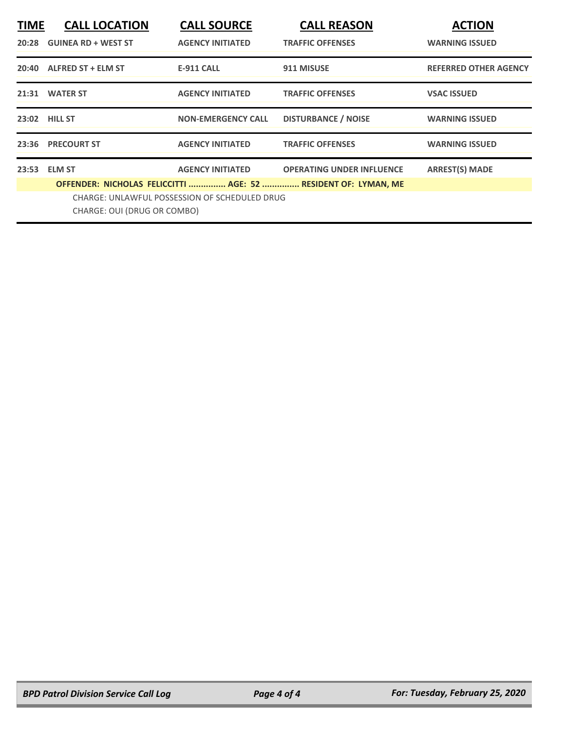| TIME | CALL LOCATION | CALL SOURCE | CALL REASON | ACTION |
|---|---|---|---|---|
| 20:28 | GUINEA RD + WEST ST | AGENCY INITIATED | TRAFFIC OFFENSES | WARNING ISSUED |
| 20:40 | ALFRED ST + ELM ST | E-911 CALL | 911 MISUSE | REFERRED OTHER AGENCY |
| 21:31 | WATER ST | AGENCY INITIATED | TRAFFIC OFFENSES | VSAC ISSUED |
| 23:02 | HILL ST | NON-EMERGENCY CALL | DISTURBANCE / NOISE | WARNING ISSUED |
| 23:36 | PRECOURT ST | AGENCY INITIATED | TRAFFIC OFFENSES | WARNING ISSUED |
| 23:53 | ELM ST | AGENCY INITIATED | OPERATING UNDER INFLUENCE | ARREST(S) MADE |

**OFFENDER: NICHOLAS FELICCITTI ............... AGE: 52 ............... RESIDENT OF: LYMAN, ME**

CHARGE: UNLAWFUL POSSESSION OF SCHEDULED DRUG

CHARGE: OUI (DRUG OR COMBO)